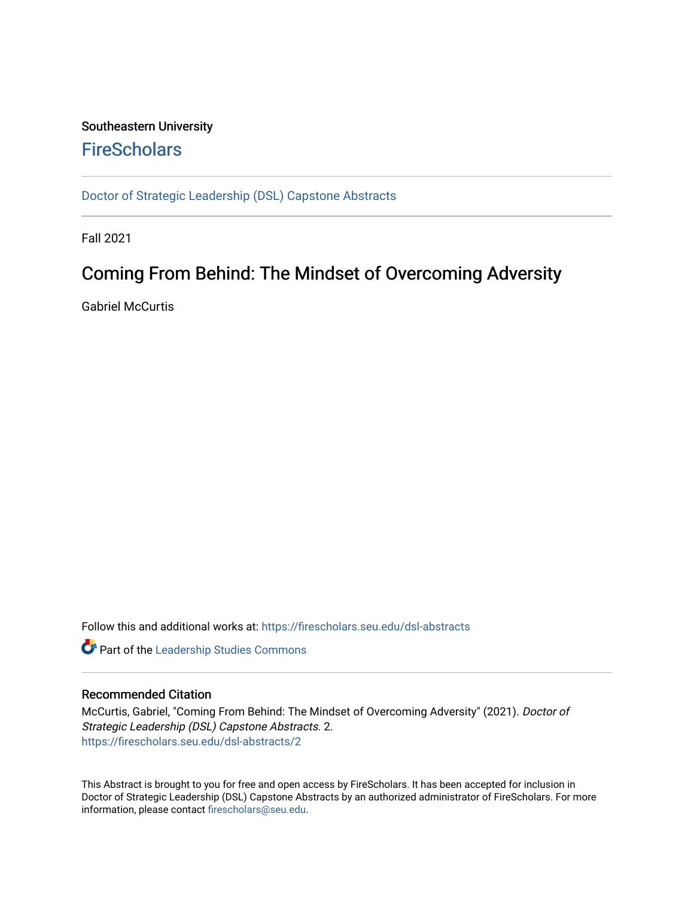Southeastern University

FireScholars

---

Doctor of Strategic Leadership (DSL) Capstone Abstracts

---

Fall 2021

# Coming From Behind: The Mindset of Overcoming Adversity

Gabriel McCurtis

Follow this and additional works at: https://firescholars.seu.edu/dsl-abstracts

Part of the Leadership Studies Commons

---

## Recommended Citation

McCurtis, Gabriel, "Coming From Behind: The Mindset of Overcoming Adversity" (2021). *Doctor of Strategic Leadership (DSL) Capstone Abstracts*. 2.
https://firescholars.seu.edu/dsl-abstracts/2

---

This Abstract is brought to you for free and open access by FireScholars. It has been accepted for inclusion in Doctor of Strategic Leadership (DSL) Capstone Abstracts by an authorized administrator of FireScholars. For more information, please contact firescholars@seu.edu.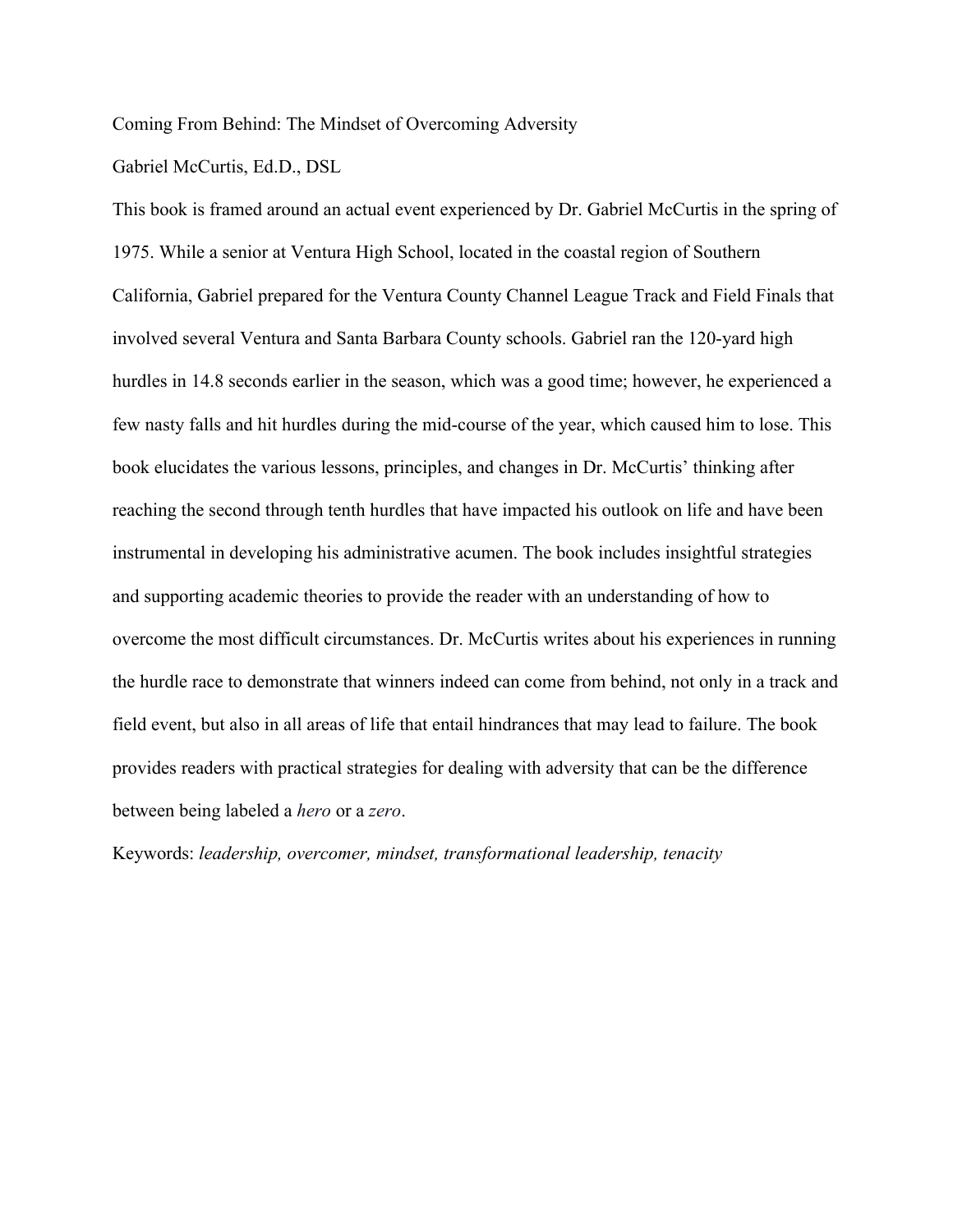Coming From Behind: The Mindset of Overcoming Adversity

Gabriel McCurtis, Ed.D., DSL

This book is framed around an actual event experienced by Dr. Gabriel McCurtis in the spring of 1975. While a senior at Ventura High School, located in the coastal region of Southern California, Gabriel prepared for the Ventura County Channel League Track and Field Finals that involved several Ventura and Santa Barbara County schools. Gabriel ran the 120-yard high hurdles in 14.8 seconds earlier in the season, which was a good time; however, he experienced a few nasty falls and hit hurdles during the mid-course of the year, which caused him to lose. This book elucidates the various lessons, principles, and changes in Dr. McCurtis' thinking after reaching the second through tenth hurdles that have impacted his outlook on life and have been instrumental in developing his administrative acumen. The book includes insightful strategies and supporting academic theories to provide the reader with an understanding of how to overcome the most difficult circumstances. Dr. McCurtis writes about his experiences in running the hurdle race to demonstrate that winners indeed can come from behind, not only in a track and field event, but also in all areas of life that entail hindrances that may lead to failure. The book provides readers with practical strategies for dealing with adversity that can be the difference between being labeled a *hero* or a *zero*.

Keywords: *leadership, overcomer, mindset, transformational leadership, tenacity*